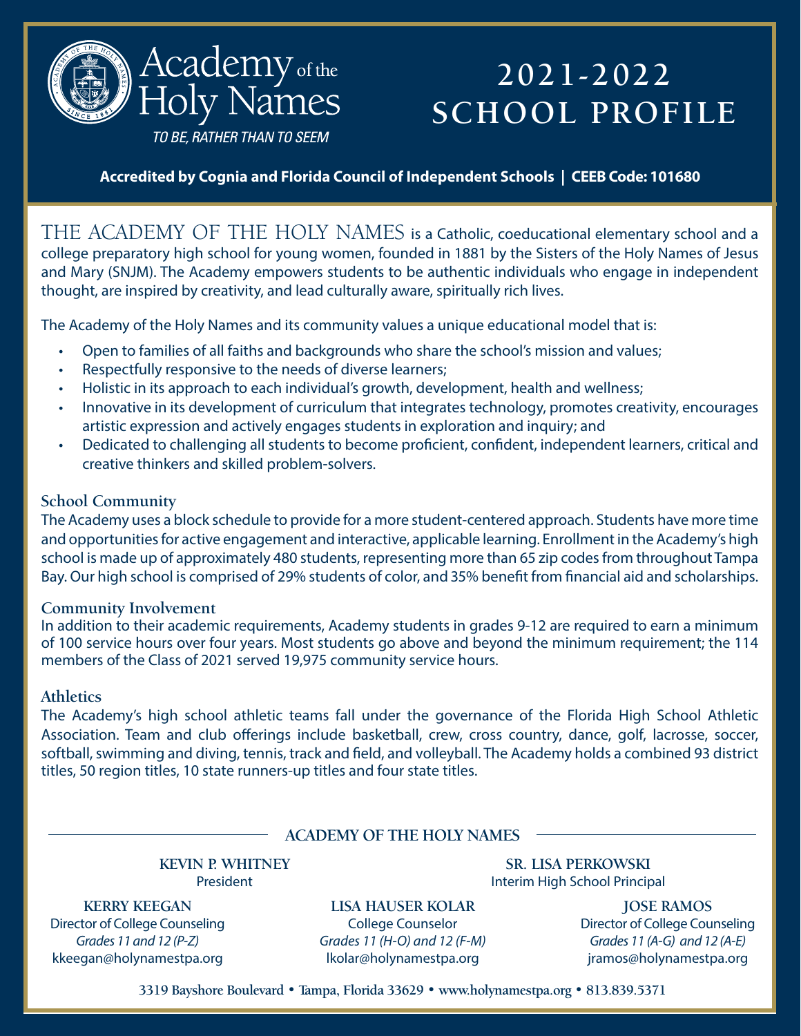# Academy of the Holy Names

*TO BE, RATHER THAN TO SEEM*

# 2021-2022 SCHOOL PROFILE

**Accredited by Cognia and Florida Council of Independent Schools | CEEB Code: 101680**

THE ACADEMY OF THE HOLY NAMES is a Catholic, coeducational elementary school and a college preparatory high school for young women, founded in 1881 by the Sisters of the Holy Names of Jesus and Mary (SNJM). The Academy empowers students to be authentic individuals who engage in independent thought, are inspired by creativity, and lead culturally aware, spiritually rich lives.

The Academy of the Holy Names and its community values a unique educational model that is:

- Open to families of all faiths and backgrounds who share the school's mission and values;
- Respectfully responsive to the needs of diverse learners;
- Holistic in its approach to each individual's growth, development, health and wellness;
- Innovative in its development of curriculum that integrates technology, promotes creativity, encourages artistic expression and actively engages students in exploration and inquiry; and
- Dedicated to challenging all students to become proficient, confident, independent learners, critical and creative thinkers and skilled problem-solvers.

## School Community

The Academy uses a block schedule to provide for a more student-centered approach. Students have more time and opportunities for active engagement and interactive, applicable learning. Enrollment in the Academy's high school is made up of approximately 480 students, representing more than 65 zip codes from throughout Tampa Bay. Our high school is comprised of 29% students of color, and 35% benefit from financial aid and scholarships.

## Community Involvement

In addition to their academic requirements, Academy students in grades 9-12 are required to earn a minimum of 100 service hours over four years. Most students go above and beyond the minimum requirement; the 114 members of the Class of 2021 served 19,975 community service hours.

## Athletics

The Academy's high school athletic teams fall under the governance of the Florida High School Athletic Association. Team and club offerings include basketball, crew, cross country, dance, golf, lacrosse, soccer, softball, swimming and diving, tennis, track and field, and volleyball. The Academy holds a combined 93 district titles, 50 region titles, 10 state runners-up titles and four state titles.

## ACADEMY OF THE HOLY NAMES

**KEVIN P. WHITNEY**
President

**SR. LISA PERKOWSKI**
Interim High School Principal

**KERRY KEEGAN**
Director of College Counseling
*Grades 11 and 12 (P-Z)*
kkeegan@holynamestpa.org

**LISA HAUSER KOLAR**
College Counselor
*Grades 11 (H-O) and 12 (F-M)*
lkolar@holynamestpa.org

**JOSE RAMOS**
Director of College Counseling
*Grades 11 (A-G) and 12 (A-E)*
jramos@holynamestpa.org

3319 Bayshore Boulevard • Tampa, Florida 33629 • www.holynamestpa.org • 813.839.5371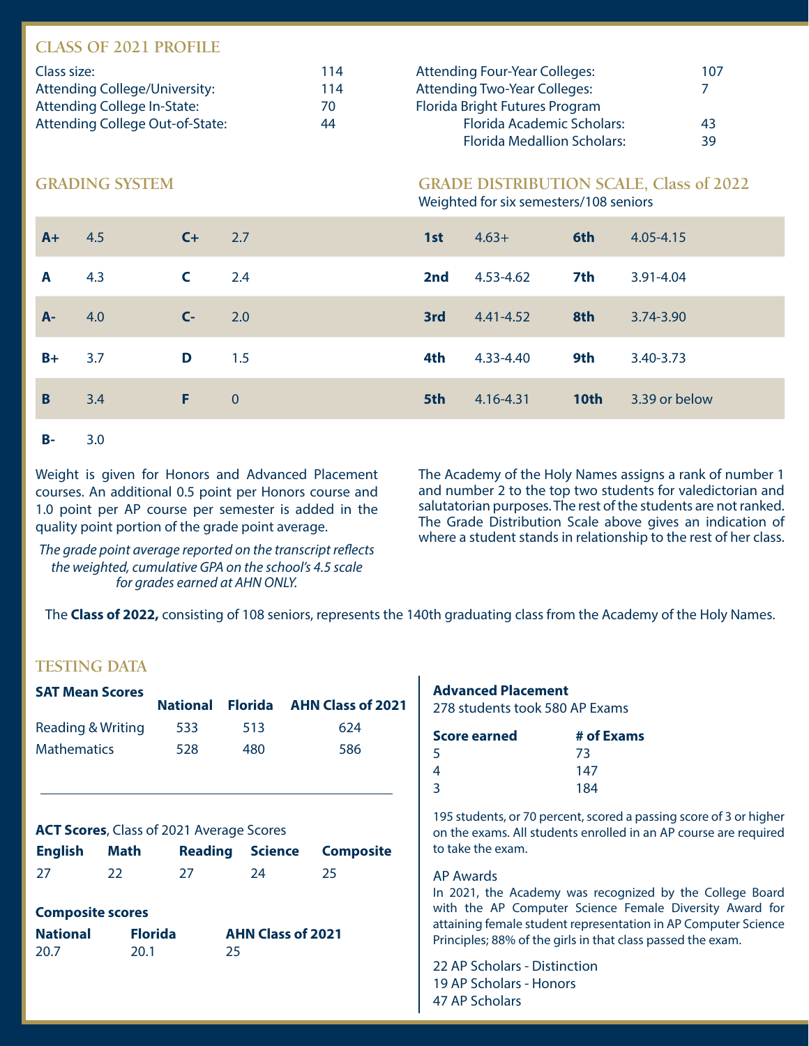## CLASS OF 2021 PROFILE

| | |
|---|---|
| Class size: | 114 |
| Attending College/University: | 114 |
| Attending College In-State: | 70 |
| Attending College Out-of-State: | 44 |
| Attending Four-Year Colleges: | 107 |
| Attending Two-Year Colleges: | 7 |
| Florida Bright Futures Program | |
| Florida Academic Scholars: | 43 |
| Florida Medallion Scholars: | 39 |

## GRADING SYSTEM

| | | | |
|---|---|---|---|
| **A+** | 4.5 | **C+** | 2.7 |
| **A** | 4.3 | **C** | 2.4 |
| **A-** | 4.0 | **C-** | 2.0 |
| **B+** | 3.7 | **D** | 1.5 |
| **B** | 3.4 | **F** | 0 |
| **B-** | 3.0 | | |

Weight is given for Honors and Advanced Placement courses. An additional 0.5 point per Honors course and 1.0 point per AP course per semester is added in the quality point portion of the grade point average.

*The grade point average reported on the transcript reflects the weighted, cumulative GPA on the school's 4.5 scale for grades earned at AHN ONLY.*

## GRADE DISTRIBUTION SCALE, Class of 2022

Weighted for six semesters/108 seniors

| | | | |
|---|---|---|---|
| **1st** | 4.63+ | **6th** | 4.05-4.15 |
| **2nd** | 4.53-4.62 | **7th** | 3.91-4.04 |
| **3rd** | 4.41-4.52 | **8th** | 3.74-3.90 |
| **4th** | 4.33-4.40 | **9th** | 3.40-3.73 |
| **5th** | 4.16-4.31 | **10th** | 3.39 or below |

The Academy of the Holy Names assigns a rank of number 1 and number 2 to the top two students for valedictorian and salutatorian purposes. The rest of the students are not ranked. The Grade Distribution Scale above gives an indication of where a student stands in relationship to the rest of her class.

The **Class of 2022,** consisting of 108 seniors, represents the 140th graduating class from the Academy of the Holy Names.

## TESTING DATA

**SAT Mean Scores**

| | National | Florida | AHN Class of 2021 |
|---|---|---|---|
| Reading & Writing | 533 | 513 | 624 |
| Mathematics | 528 | 480 | 586 |

**ACT Scores**, Class of 2021 Average Scores

| English | Math | Reading | Science | Composite |
|---|---|---|---|---|
| 27 | 22 | 27 | 24 | 25 |

**Composite scores**

| National | Florida | AHN Class of 2021 |
|---|---|---|
| 20.7 | 20.1 | 25 |

**Advanced Placement**

278 students took 580 AP Exams

| Score earned | # of Exams |
|---|---|
| 5 | 73 |
| 4 | 147 |
| 3 | 184 |

195 students, or 70 percent, scored a passing score of 3 or higher on the exams. All students enrolled in an AP course are required to take the exam.

AP Awards

In 2021, the Academy was recognized by the College Board with the AP Computer Science Female Diversity Award for attaining female student representation in AP Computer Science Principles; 88% of the girls in that class passed the exam.

22 AP Scholars - Distinction
19 AP Scholars - Honors
47 AP Scholars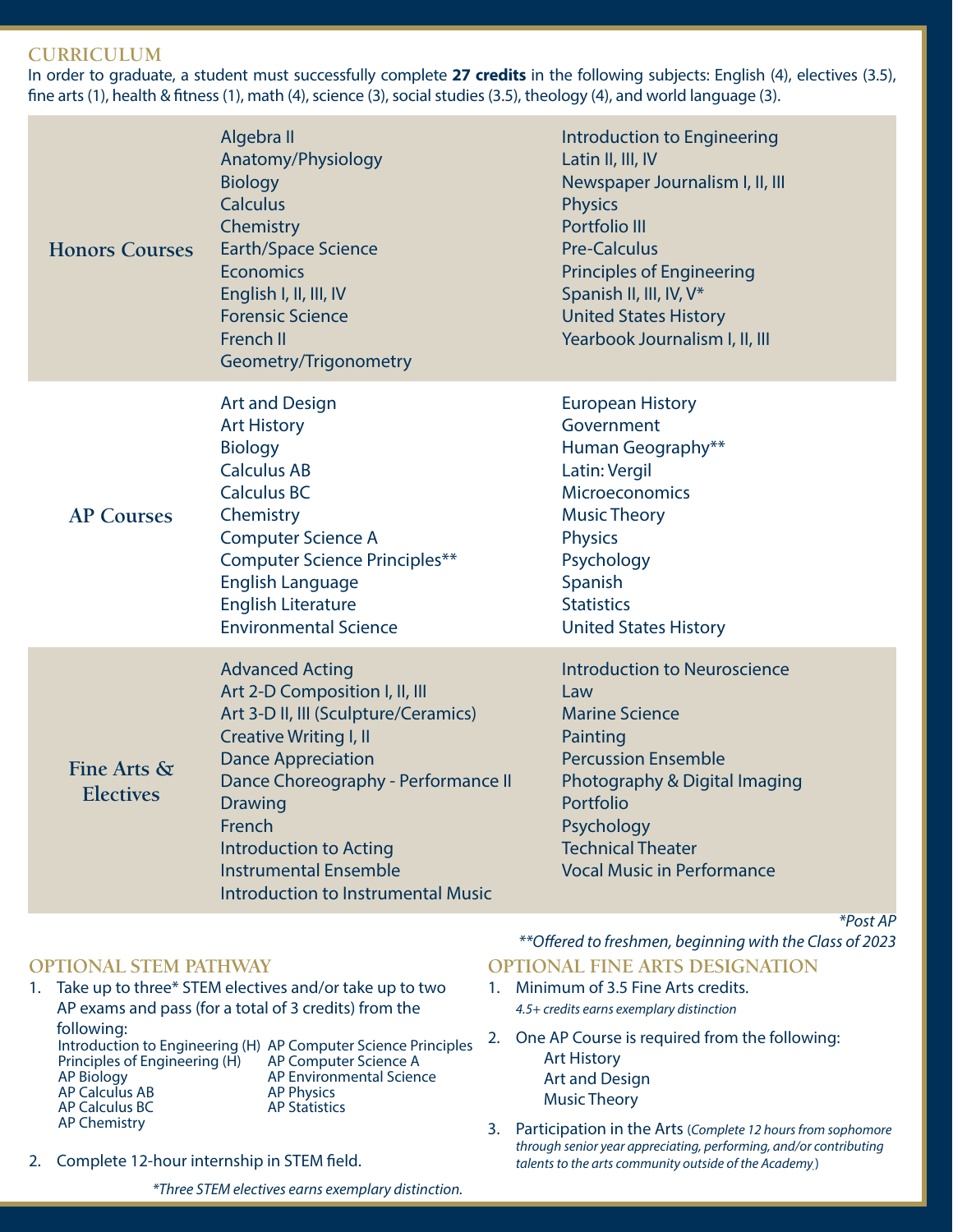## CURRICULUM

In order to graduate, a student must successfully complete **27 credits** in the following subjects: English (4), electives (3.5), fine arts (1), health & fitness (1), math (4), science (3), social studies (3.5), theology (4), and world language (3).

| | | |
|---|---|---|
| **Honors Courses** | Algebra II<br>Anatomy/Physiology<br>Biology<br>Calculus<br>Chemistry<br>Earth/Space Science<br>Economics<br>English I, II, III, IV<br>Forensic Science<br>French II<br>Geometry/Trigonometry | Introduction to Engineering<br>Latin II, III, IV<br>Newspaper Journalism I, II, III<br>Physics<br>Portfolio III<br>Pre-Calculus<br>Principles of Engineering<br>Spanish II, III, IV, V*<br>United States History<br>Yearbook Journalism I, II, III |
| **AP Courses** | Art and Design<br>Art History<br>Biology<br>Calculus AB<br>Calculus BC<br>Chemistry<br>Computer Science A<br>Computer Science Principles**<br>English Language<br>English Literature<br>Environmental Science | European History<br>Government<br>Human Geography**<br>Latin: Vergil<br>Microeconomics<br>Music Theory<br>Physics<br>Psychology<br>Spanish<br>Statistics<br>United States History |
| **Fine Arts & Electives** | Advanced Acting<br>Art 2-D Composition I, II, III<br>Art 3-D II, III (Sculpture/Ceramics)<br>Creative Writing I, II<br>Dance Appreciation<br>Dance Choreography - Performance II<br>Drawing<br>French<br>Introduction to Acting<br>Instrumental Ensemble<br>Introduction to Instrumental Music | Introduction to Neuroscience<br>Law<br>Marine Science<br>Painting<br>Percussion Ensemble<br>Photography & Digital Imaging<br>Portfolio<br>Psychology<br>Technical Theater<br>Vocal Music in Performance |

*\*Post AP*

*\*\*Offered to freshmen, beginning with the Class of 2023*

## OPTIONAL STEM PATHWAY

1. Take up to three* STEM electives and/or take up to two AP exams and pass (for a total of 3 credits) from the following:
   - Introduction to Engineering (H)
   - Principles of Engineering (H)
   - AP Biology
   - AP Calculus AB
   - AP Calculus BC
   - AP Chemistry
   - AP Computer Science Principles
   - AP Computer Science A
   - AP Environmental Science
   - AP Physics
   - AP Statistics
2. Complete 12-hour internship in STEM field.

*\*Three STEM electives earns exemplary distinction.*

## OPTIONAL FINE ARTS DESIGNATION

1. Minimum of 3.5 Fine Arts credits.
   *4.5+ credits earns exemplary distinction*
2. One AP Course is required from the following:
   - Art History
   - Art and Design
   - Music Theory
3. Participation in the Arts (*Complete 12 hours from sophomore through senior year appreciating, performing, and/or contributing talents to the arts community outside of the Academy.*)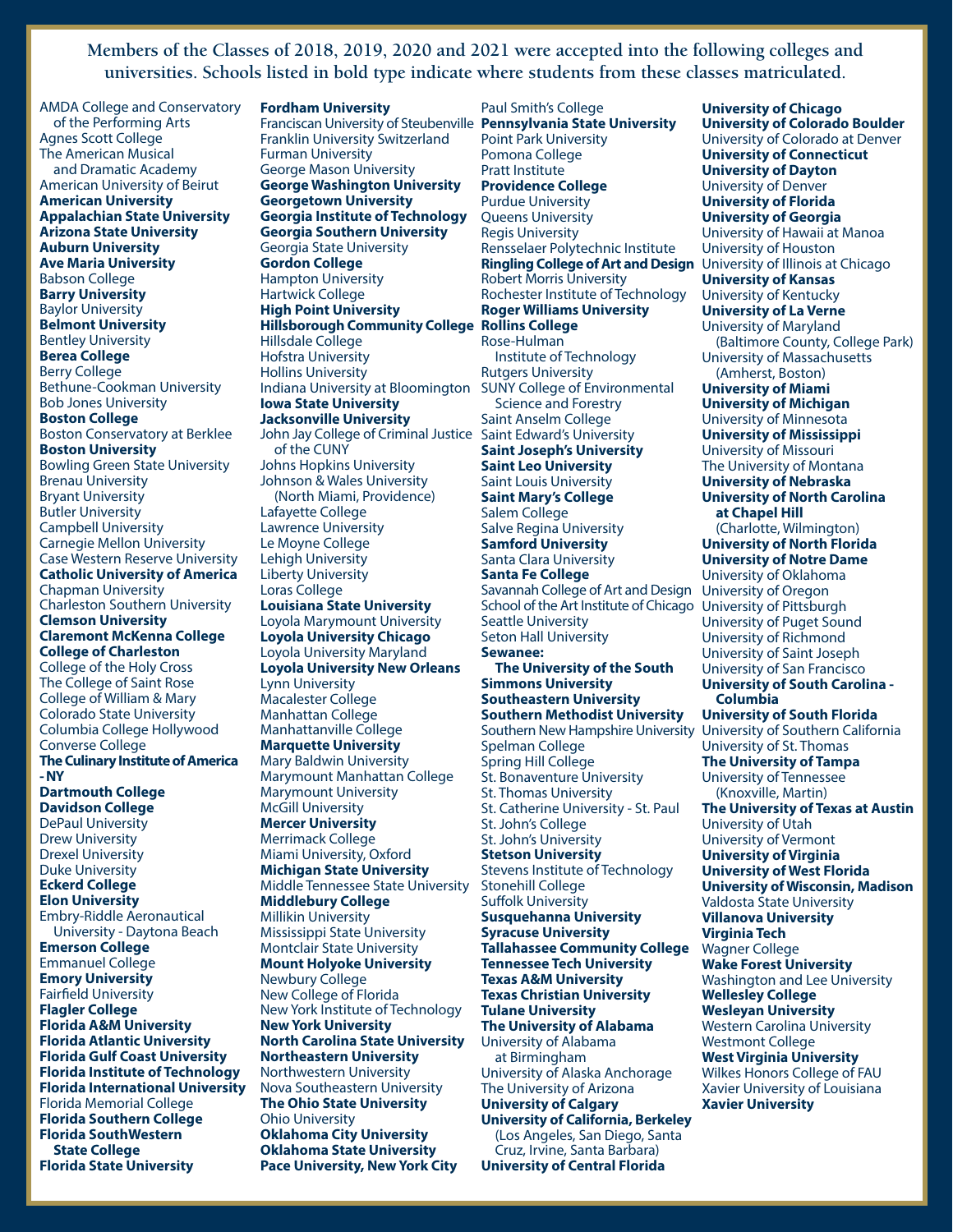Members of the Classes of 2018, 2019, 2020 and 2021 were accepted into the following colleges and universities. Schools listed in bold type indicate where students from these classes matriculated.

AMDA College and Conservatory of the Performing Arts
Agnes Scott College
The American Musical and Dramatic Academy
American University of Beirut
**American University**
**Appalachian State University**
**Arizona State University**
**Auburn University**
**Ave Maria University**
Babson College
**Barry University**
Baylor University
**Belmont University**
Bentley University
**Berea College**
Berry College
Bethune-Cookman University
Bob Jones University
**Boston College**
Boston Conservatory at Berklee
**Boston University**
Bowling Green State University
Brenau University
Bryant University
Butler University
Campbell University
Carnegie Mellon University
Case Western Reserve University
**Catholic University of America**
Chapman University
Charleston Southern University
**Clemson University**
**Claremont McKenna College**
**College of Charleston**
College of the Holy Cross
The College of Saint Rose
College of William & Mary
Colorado State University
Columbia College Hollywood
Converse College
**The Culinary Institute of America - NY**
**Dartmouth College**
**Davidson College**
DePaul University
Drew University
Drexel University
Duke University
**Eckerd College**
**Elon University**
Embry-Riddle Aeronautical University - Daytona Beach
**Emerson College**
Emmanuel College
**Emory University**
Fairfield University
**Flagler College**
**Florida A&M University**
**Florida Atlantic University**
**Florida Gulf Coast University**
**Florida Institute of Technology**
**Florida International University**
Florida Memorial College
**Florida Southern College**
**Florida SouthWestern State College**
**Florida State University**
**Fordham University**
Franciscan University of Steubenville
Franklin University Switzerland
Furman University
George Mason University
**George Washington University**
**Georgetown University**
**Georgia Institute of Technology**
**Georgia Southern University**
Georgia State University
**Gordon College**
Hampton University
Hartwick College
**High Point University**
**Hillsborough Community College**
Hillsdale College
Hofstra University
Hollins University
Indiana University at Bloomington
**Iowa State University**
**Jacksonville University**
John Jay College of Criminal Justice of the CUNY
Johns Hopkins University
Johnson & Wales University (North Miami, Providence)
Lafayette College
Lawrence University
Le Moyne College
Lehigh University
Liberty University
Loras College
**Louisiana State University**
Loyola Marymount University
**Loyola University Chicago**
Loyola University Maryland
**Loyola University New Orleans**
Lynn University
Macalester College
Manhattan College
Manhattanville College
**Marquette University**
Mary Baldwin University
Marymount Manhattan College
Marymount University
McGill University
**Mercer University**
Merrimack College
Miami University, Oxford
**Michigan State University**
Middle Tennessee State University
**Middlebury College**
Millikin University
Mississippi State University
Montclair State University
**Mount Holyoke University**
Newbury College
New College of Florida
New York Institute of Technology
**New York University**
**North Carolina State University**
**Northeastern University**
Northwestern University
Nova Southeastern University
**The Ohio State University**
Ohio University
**Oklahoma City University**
**Oklahoma State University**
**Pace University, New York City**
Paul Smith's College
**Pennsylvania State University**
Point Park University
Pomona College
Pratt Institute
**Providence College**
Purdue University
Queens University
Regis University
Rensselaer Polytechnic Institute
**Ringling College of Art and Design**
Robert Morris University
Rochester Institute of Technology
**Roger Williams University**
**Rollins College**
Rose-Hulman Institute of Technology
Rutgers University
SUNY College of Environmental Science and Forestry
Saint Anselm College
Saint Edward's University
**Saint Joseph's University**
**Saint Leo University**
Saint Louis University
**Saint Mary's College**
Salem College
Salve Regina University
**Samford University**
Santa Clara University
**Santa Fe College**
Savannah College of Art and Design
School of the Art Institute of Chicago
Seattle University
Seton Hall University
**Sewanee: The University of the South**
**Simmons University**
**Southeastern University**
**Southern Methodist University**
Southern New Hampshire University
Spelman College
Spring Hill College
St. Bonaventure University
St. Thomas University
St. Catherine University - St. Paul
St. John's College
St. John's University
**Stetson University**
Stevens Institute of Technology
Stonehill College
Suffolk University
**Susquehanna University**
**Syracuse University**
**Tallahassee Community College**
**Tennessee Tech University**
**Texas A&M University**
**Texas Christian University**
**Tulane University**
**The University of Alabama**
University of Alabama at Birmingham
University of Alaska Anchorage
The University of Arizona
**University of Calgary**
**University of California, Berkeley** (Los Angeles, San Diego, Santa Cruz, Irvine, Santa Barbara)
**University of Central Florida**
**University of Chicago**
**University of Colorado Boulder**
University of Colorado at Denver
**University of Connecticut**
**University of Dayton**
University of Denver
**University of Florida**
**University of Georgia**
University of Hawaii at Manoa
University of Houston
University of Illinois at Chicago
**University of Kansas**
University of Kentucky
**University of La Verne**
University of Maryland (Baltimore County, College Park)
University of Massachusetts (Amherst, Boston)
**University of Miami**
**University of Michigan**
University of Minnesota
**University of Mississippi**
University of Missouri
The University of Montana
**University of Nebraska**
**University of North Carolina at Chapel Hill** (Charlotte, Wilmington)
**University of North Florida**
**University of Notre Dame**
University of Oklahoma
University of Oregon
University of Pittsburgh
University of Puget Sound
University of Richmond
University of Saint Joseph
University of San Francisco
**University of South Carolina - Columbia**
**University of South Florida**
University of Southern California
University of St. Thomas
**The University of Tampa**
University of Tennessee (Knoxville, Martin)
**The University of Texas at Austin**
University of Utah
University of Vermont
**University of Virginia**
**University of West Florida**
**University of Wisconsin, Madison**
Valdosta State University
**Villanova University**
**Virginia Tech**
Wagner College
**Wake Forest University**
Washington and Lee University
**Wellesley College**
**Wesleyan University**
Western Carolina University
Westmont College
**West Virginia University**
Wilkes Honors College of FAU
Xavier University of Louisiana
**Xavier University**